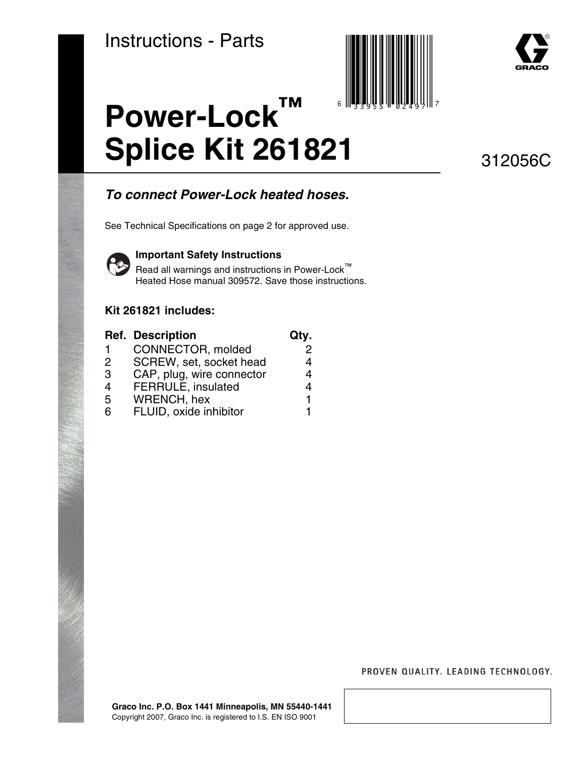Instructions - Parts

# Power-Lock™ Splice Kit 261821

312056C

***To connect Power-Lock heated hoses.***

See Technical Specifications on page 2 for approved use.

**Important Safety Instructions**

Read all warnings and instructions in Power-Lock™ Heated Hose manual 309572. Save those instructions.

**Kit 261821 includes:**

| Ref. | Description | Qty. |
|---|---|---|
| 1 | CONNECTOR, molded | 2 |
| 2 | SCREW, set, socket head | 4 |
| 3 | CAP, plug, wire connector | 4 |
| 4 | FERRULE, insulated | 4 |
| 5 | WRENCH, hex | 1 |
| 6 | FLUID, oxide inhibitor | 1 |

PROVEN QUALITY. LEADING TECHNOLOGY.

**Graco Inc. P.O. Box 1441 Minneapolis, MN 55440-1441**
Copyright 2007, Graco Inc. is registered to I.S. EN ISO 9001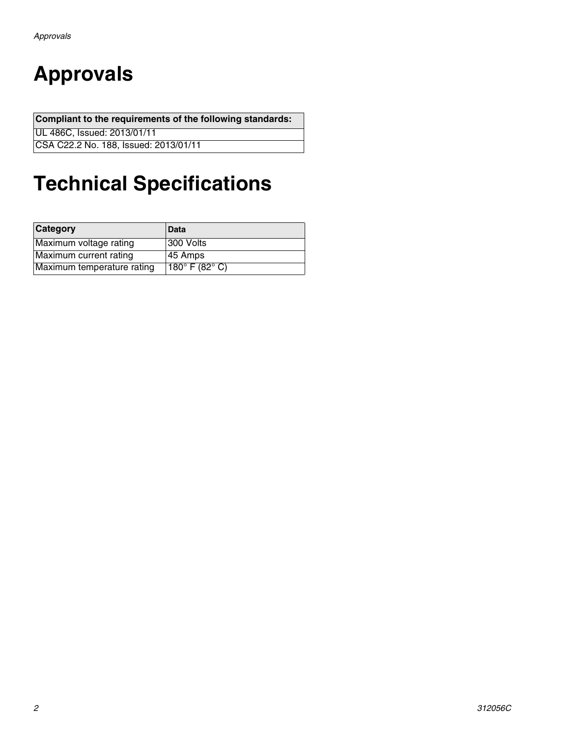# Approvals

| Compliant to the requirements of the following standards: |
| --- |
| UL 486C, Issued: 2013/01/11 |
| CSA C22.2 No. 188, Issued: 2013/01/11 |

# Technical Specifications

| Category | Data |
| --- | --- |
| Maximum voltage rating | 300 Volts |
| Maximum current rating | 45 Amps |
| Maximum temperature rating | 180° F (82° C) |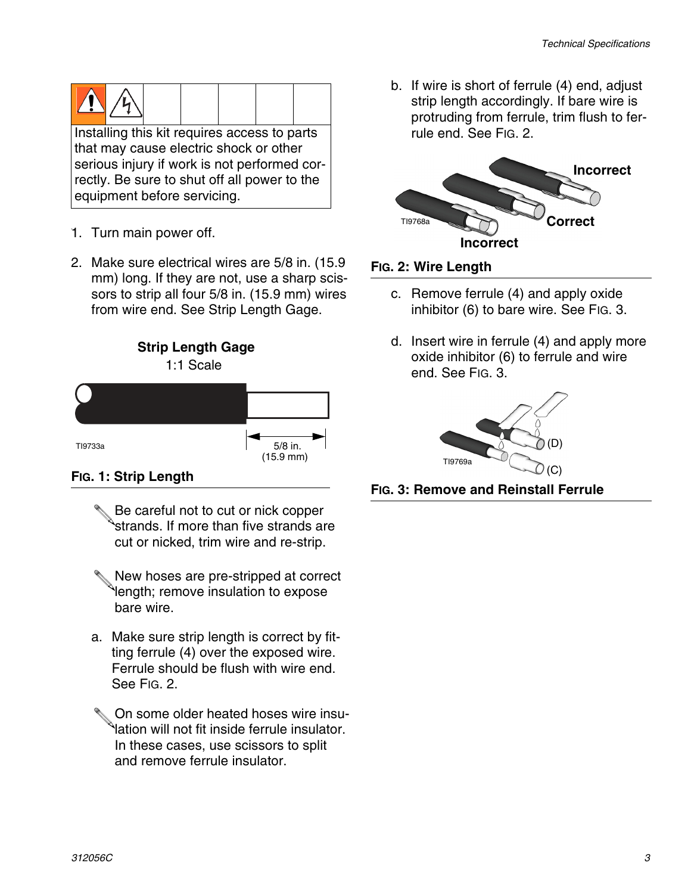Installing this kit requires access to parts that may cause electric shock or other serious injury if work is not performed correctly. Be sure to shut off all power to the equipment before servicing.

1. Turn main power off.
2. Make sure electrical wires are 5/8 in. (15.9 mm) long. If they are not, use a sharp scissors to strip all four 5/8 in. (15.9 mm) wires from wire end. See Strip Length Gage.

**Strip Length Gage**
1:1 Scale

TI9733a

5/8 in. (15.9 mm)

**FIG. 1: Strip Length**

Be careful not to cut or nick copper strands. If more than five strands are cut or nicked, trim wire and re-strip.

New hoses are pre-stripped at correct length; remove insulation to expose bare wire.

a. Make sure strip length is correct by fitting ferrule (4) over the exposed wire. Ferrule should be flush with wire end. See FIG. 2.

On some older heated hoses wire insulation will not fit inside ferrule insulator. In these cases, use scissors to split and remove ferrule insulator.

b. If wire is short of ferrule (4) end, adjust strip length accordingly. If bare wire is protruding from ferrule, trim flush to ferrule end. See FIG. 2.

Incorrect

Correct

Incorrect

TI9768a

**FIG. 2: Wire Length**

c. Remove ferrule (4) and apply oxide inhibitor (6) to bare wire. See FIG. 3.

d. Insert wire in ferrule (4) and apply more oxide inhibitor (6) to ferrule and wire end. See FIG. 3.

(D)

(C)

TI9769a

**FIG. 3: Remove and Reinstall Ferrule**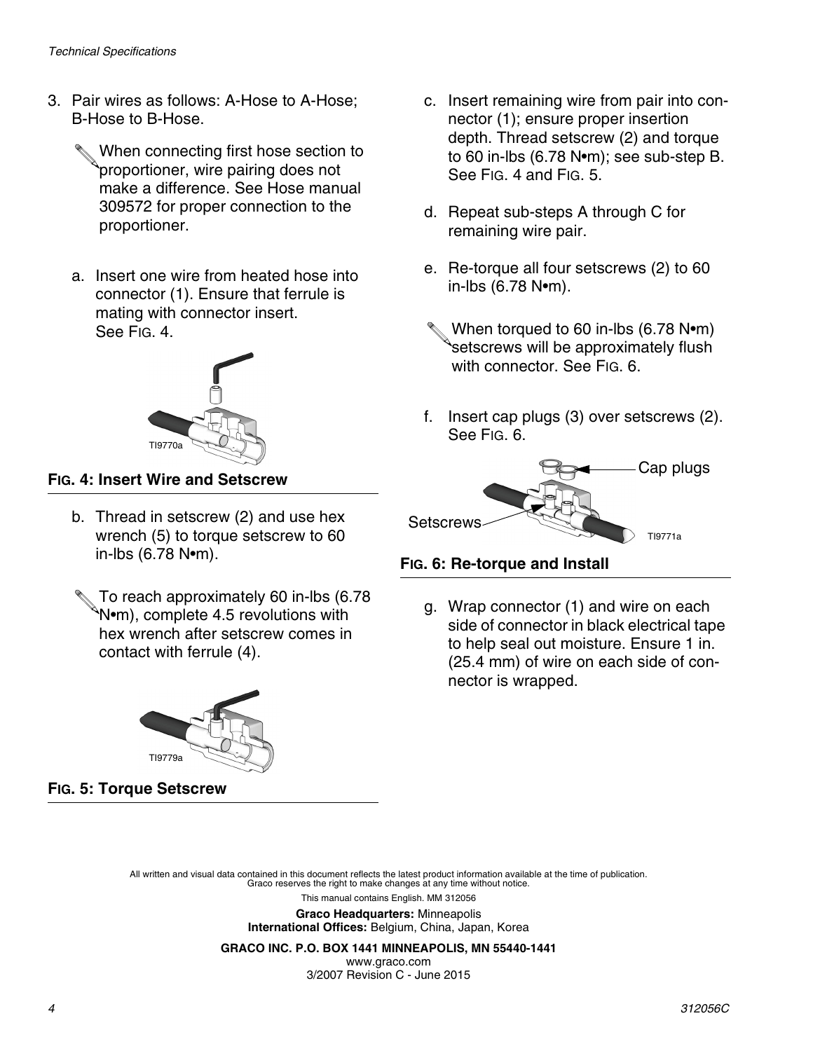3. Pair wires as follows: A-Hose to A-Hose; B-Hose to B-Hose.

   When connecting first hose section to proportioner, wire pairing does not make a difference. See Hose manual 309572 for proper connection to the proportioner.

   a. Insert one wire from heated hose into connector (1). Ensure that ferrule is mating with connector insert. See FIG. 4.

TI9770a

**FIG. 4: Insert Wire and Setscrew**

   b. Thread in setscrew (2) and use hex wrench (5) to torque setscrew to 60 in-lbs (6.78 N•m).

   To reach approximately 60 in-lbs (6.78 N•m), complete 4.5 revolutions with hex wrench after setscrew comes in contact with ferrule (4).

TI9779a

**FIG. 5: Torque Setscrew**

   c. Insert remaining wire from pair into connector (1); ensure proper insertion depth. Thread setscrew (2) and torque to 60 in-lbs (6.78 N•m); see sub-step B. See FIG. 4 and FIG. 5.

   d. Repeat sub-steps A through C for remaining wire pair.

   e. Re-torque all four setscrews (2) to 60 in-lbs (6.78 N•m).

   When torqued to 60 in-lbs (6.78 N•m) setscrews will be approximately flush with connector. See FIG. 6.

   f. Insert cap plugs (3) over setscrews (2). See FIG. 6.

Cap plugs

Setscrews

TI9771a

**FIG. 6: Re-torque and Install**

   g. Wrap connector (1) and wire on each side of connector in black electrical tape to help seal out moisture. Ensure 1 in. (25.4 mm) of wire on each side of connector is wrapped.

All written and visual data contained in this document reflects the latest product information available at the time of publication. Graco reserves the right to make changes at any time without notice.

This manual contains English. MM 312056

**Graco Headquarters:** Minneapolis
**International Offices:** Belgium, China, Japan, Korea

**GRACO INC. P.O. BOX 1441 MINNEAPOLIS, MN 55440-1441**
www.graco.com
3/2007 Revision C - June 2015